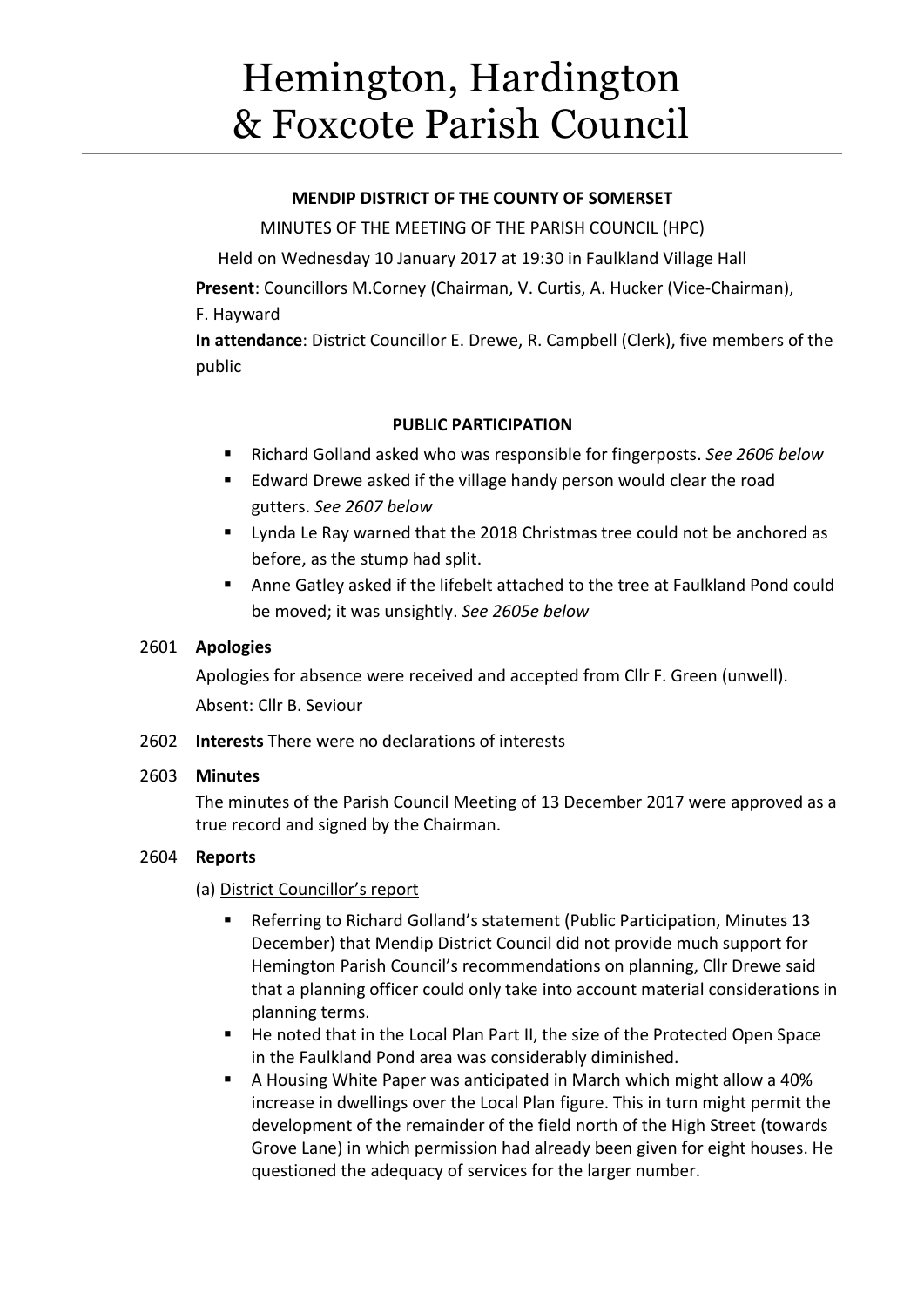# Hemington, Hardington & Foxcote Parish Council

**MENDIP DISTRICT OF THE COUNTY OF SOMERSET**

MINUTES OF THE MEETING OF THE PARISH COUNCIL (HPC)

Held on Wednesday 10 January 2017 at 19:30 in Faulkland Village Hall

**Present**: Councillors M.Corney (Chairman, V. Curtis, A. Hucker (Vice-Chairman), F. Hayward

**In attendance**: District Councillor E. Drewe, R. Campbell (Clerk), five members of the public

**PUBLIC PARTICIPATION**

- Richard Golland asked who was responsible for fingerposts. *See 2606 below*
- Edward Drewe asked if the village handy person would clear the road gutters. *See 2607 below*
- Lynda Le Ray warned that the 2018 Christmas tree could not be anchored as before, as the stump had split.
- Anne Gatley asked if the lifebelt attached to the tree at Faulkland Pond could be moved; it was unsightly. *See 2605e below*

2601 **Apologies**

Apologies for absence were received and accepted from Cllr F. Green (unwell).

Absent: Cllr B. Seviour

2602 **Interests** There were no declarations of interests

2603 **Minutes**

The minutes of the Parish Council Meeting of 13 December 2017 were approved as a true record and signed by the Chairman.

2604 **Reports**

(a) District Councillor's report

- Referring to Richard Golland's statement (Public Participation, Minutes 13 December) that Mendip District Council did not provide much support for Hemington Parish Council's recommendations on planning, Cllr Drewe said that a planning officer could only take into account material considerations in planning terms.
- He noted that in the Local Plan Part II, the size of the Protected Open Space in the Faulkland Pond area was considerably diminished.
- A Housing White Paper was anticipated in March which might allow a 40% increase in dwellings over the Local Plan figure. This in turn might permit the development of the remainder of the field north of the High Street (towards Grove Lane) in which permission had already been given for eight houses. He questioned the adequacy of services for the larger number.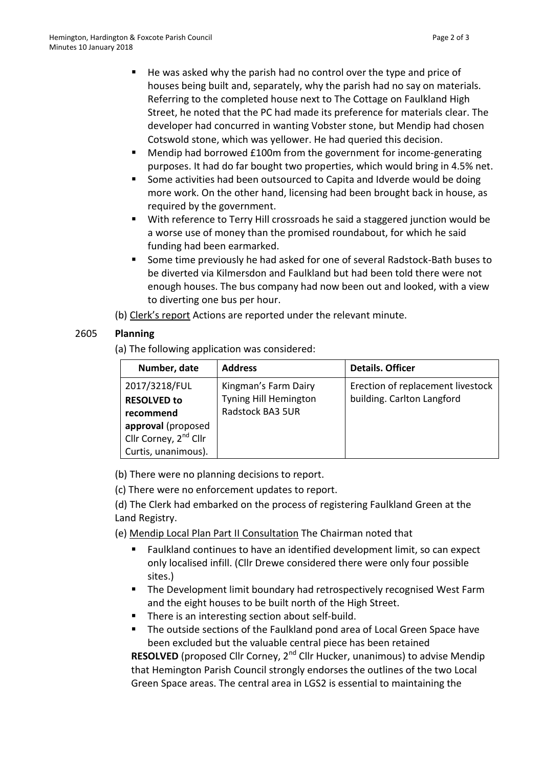- He was asked why the parish had no control over the type and price of houses being built and, separately, why the parish had no say on materials. Referring to the completed house next to The Cottage on Faulkland High Street, he noted that the PC had made its preference for materials clear. The developer had concurred in wanting Vobster stone, but Mendip had chosen Cotswold stone, which was yellower. He had queried this decision.
- Mendip had borrowed £100m from the government for income-generating purposes. It had do far bought two properties, which would bring in 4.5% net.
- Some activities had been outsourced to Capita and Idverde would be doing more work. On the other hand, licensing had been brought back in house, as required by the government.
- With reference to Terry Hill crossroads he said a staggered junction would be a worse use of money than the promised roundabout, for which he said funding had been earmarked.
- Some time previously he had asked for one of several Radstock-Bath buses to be diverted via Kilmersdon and Faulkland but had been told there were not enough houses. The bus company had now been out and looked, with a view to diverting one bus per hour.

(b) Clerk's report Actions are reported under the relevant minute.

2605 **Planning**

(a) The following application was considered:

| Number, date | Address | Details. Officer |
|---|---|---|
| 2017/3218/FUL **RESOLVED to recommend approval** (proposed Cllr Corney, 2nd Cllr Curtis, unanimous). | Kingman's Farm Dairy Tyning Hill Hemington Radstock BA3 5UR | Erection of replacement livestock building. Carlton Langford |

(b) There were no planning decisions to report.

(c) There were no enforcement updates to report.

(d) The Clerk had embarked on the process of registering Faulkland Green at the Land Registry.

(e) Mendip Local Plan Part II Consultation The Chairman noted that

- Faulkland continues to have an identified development limit, so can expect only localised infill. (Cllr Drewe considered there were only four possible sites.)
- The Development limit boundary had retrospectively recognised West Farm and the eight houses to be built north of the High Street.
- There is an interesting section about self-build.
- The outside sections of the Faulkland pond area of Local Green Space have been excluded but the valuable central piece has been retained

**RESOLVED** (proposed Cllr Corney, 2nd Cllr Hucker, unanimous) to advise Mendip that Hemington Parish Council strongly endorses the outlines of the two Local Green Space areas. The central area in LGS2 is essential to maintaining the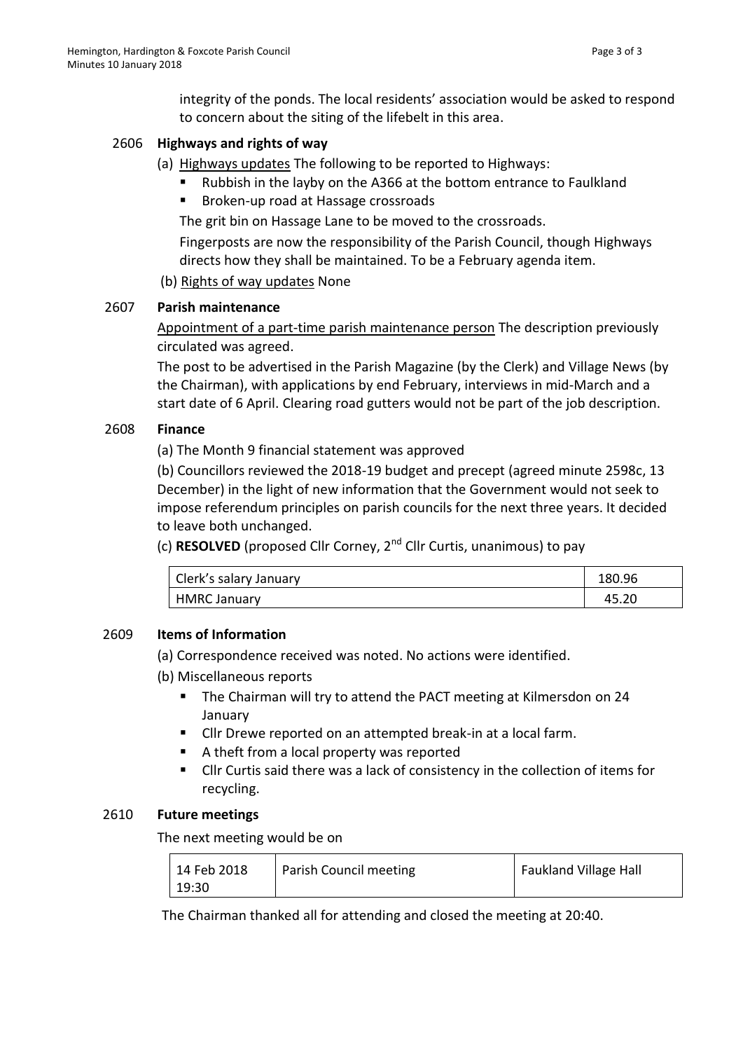integrity of the ponds. The local residents' association would be asked to respond to concern about the siting of the lifebelt in this area.

**2606 Highways and rights of way**

(a) Highways updates The following to be reported to Highways:

- Rubbish in the layby on the A366 at the bottom entrance to Faulkland
- Broken-up road at Hassage crossroads

The grit bin on Hassage Lane to be moved to the crossroads.

Fingerposts are now the responsibility of the Parish Council, though Highways directs how they shall be maintained. To be a February agenda item.

(b) Rights of way updates None

**2607 Parish maintenance**

Appointment of a part-time parish maintenance person The description previously circulated was agreed.

The post to be advertised in the Parish Magazine (by the Clerk) and Village News (by the Chairman), with applications by end February, interviews in mid-March and a start date of 6 April. Clearing road gutters would not be part of the job description.

**2608 Finance**

(a) The Month 9 financial statement was approved

(b) Councillors reviewed the 2018-19 budget and precept (agreed minute 2598c, 13 December) in the light of new information that the Government would not seek to impose referendum principles on parish councils for the next three years. It decided to leave both unchanged.

(c) **RESOLVED** (proposed Cllr Corney, 2nd Cllr Curtis, unanimous) to pay

| | |
|---|---|
| Clerk's salary January | 180.96 |
| HMRC January | 45.20 |

**2609 Items of Information**

(a) Correspondence received was noted. No actions were identified.

(b) Miscellaneous reports

- The Chairman will try to attend the PACT meeting at Kilmersdon on 24 January
- Cllr Drewe reported on an attempted break-in at a local farm.
- A theft from a local property was reported
- Cllr Curtis said there was a lack of consistency in the collection of items for recycling.

**2610 Future meetings**

The next meeting would be on

| | | |
|---|---|---|
| 14 Feb 2018 19:30 | Parish Council meeting | Faukland Village Hall |

The Chairman thanked all for attending and closed the meeting at 20:40.